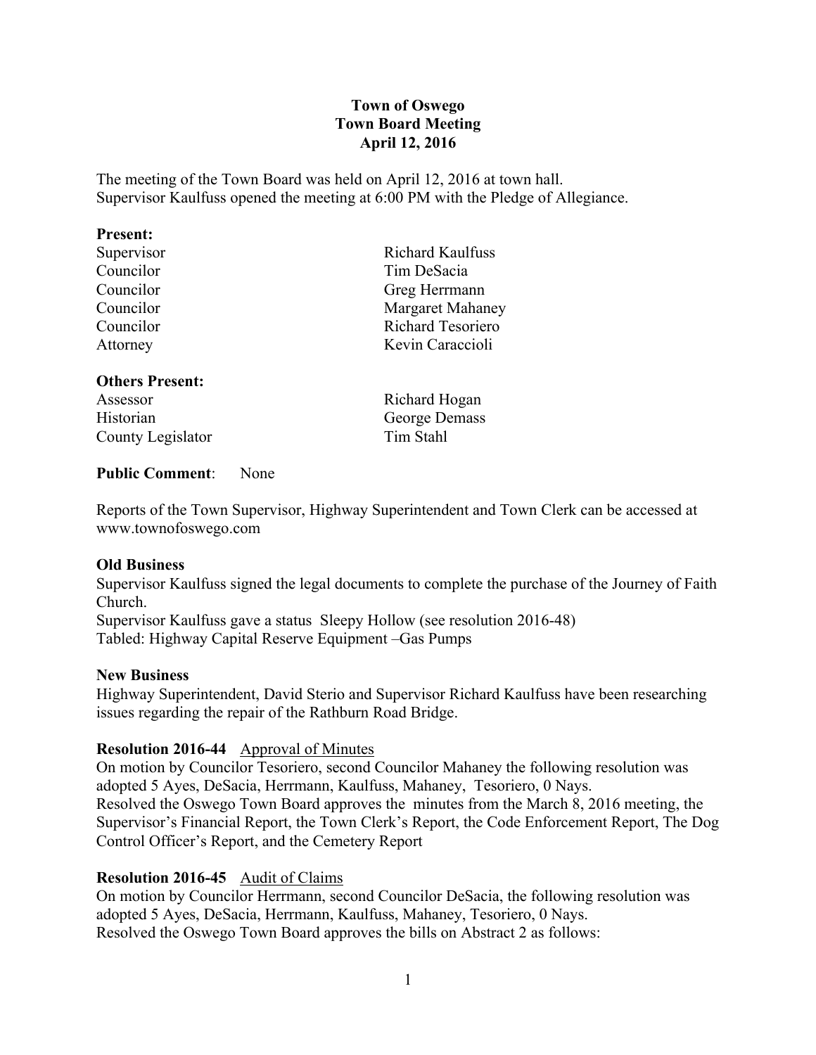# Town of Oswego
## Town Board Meeting
### April 12, 2016

The meeting of the Town Board was held on April 12, 2016 at town hall.
Supervisor Kaulfuss opened the meeting at 6:00 PM with the Pledge of Allegiance.

**Present:**

| | |
|---|---|
| Supervisor | Richard Kaulfuss |
| Councilor | Tim DeSacia |
| Councilor | Greg Herrmann |
| Councilor | Margaret Mahaney |
| Councilor | Richard Tesoriero |
| Attorney | Kevin Caraccioli |

**Others Present:**

| | |
|---|---|
| Assessor | Richard Hogan |
| Historian | George Demass |
| County Legislator | Tim Stahl |

**Public Comment**: None

Reports of the Town Supervisor, Highway Superintendent and Town Clerk can be accessed at www.townofoswego.com

**Old Business**

Supervisor Kaulfuss signed the legal documents to complete the purchase of the Journey of Faith Church.
Supervisor Kaulfuss gave a status Sleepy Hollow (see resolution 2016-48)
Tabled: Highway Capital Reserve Equipment –Gas Pumps

**New Business**

Highway Superintendent, David Sterio and Supervisor Richard Kaulfuss have been researching issues regarding the repair of the Rathburn Road Bridge.

**Resolution 2016-44** Approval of Minutes

On motion by Councilor Tesoriero, second Councilor Mahaney the following resolution was adopted 5 Ayes, DeSacia, Herrmann, Kaulfuss, Mahaney, Tesoriero, 0 Nays.
Resolved the Oswego Town Board approves the minutes from the March 8, 2016 meeting, the Supervisor's Financial Report, the Town Clerk's Report, the Code Enforcement Report, The Dog Control Officer's Report, and the Cemetery Report

**Resolution 2016-45** Audit of Claims

On motion by Councilor Herrmann, second Councilor DeSacia, the following resolution was adopted 5 Ayes, DeSacia, Herrmann, Kaulfuss, Mahaney, Tesoriero, 0 Nays.
Resolved the Oswego Town Board approves the bills on Abstract 2 as follows: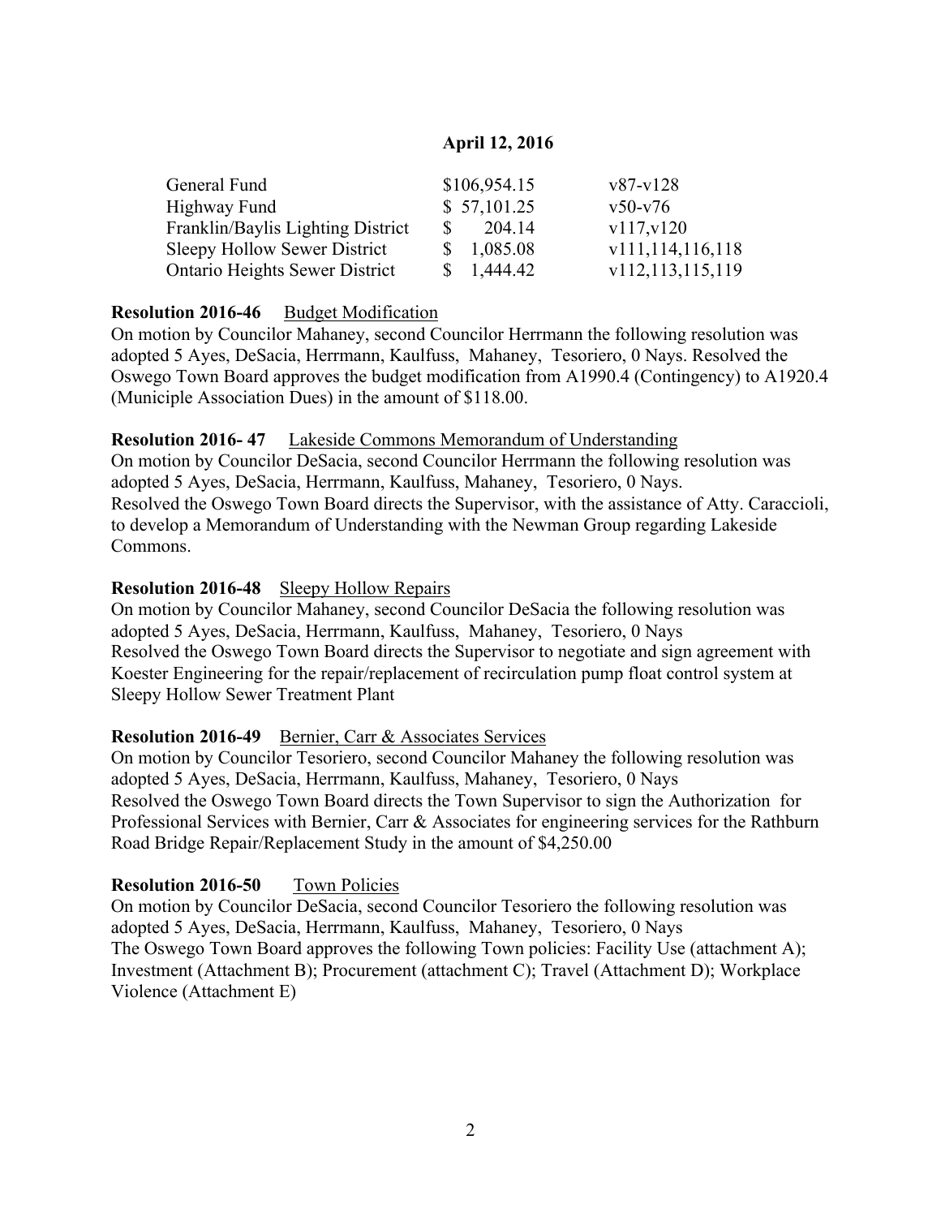**April 12, 2016**

| | | |
|---|---|---|
| General Fund | $106,954.15 | v87-v128 |
| Highway Fund | $ 57,101.25 | v50-v76 |
| Franklin/Baylis Lighting District | $ 204.14 | v117,v120 |
| Sleepy Hollow Sewer District | $ 1,085.08 | v111,114,116,118 |
| Ontario Heights Sewer District | $ 1,444.42 | v112,113,115,119 |

**Resolution 2016-46** Budget Modification
On motion by Councilor Mahaney, second Councilor Herrmann the following resolution was adopted 5 Ayes, DeSacia, Herrmann, Kaulfuss, Mahaney, Tesoriero, 0 Nays. Resolved the Oswego Town Board approves the budget modification from A1990.4 (Contingency) to A1920.4 (Municiple Association Dues) in the amount of $118.00.

**Resolution 2016- 47** Lakeside Commons Memorandum of Understanding
On motion by Councilor DeSacia, second Councilor Herrmann the following resolution was adopted 5 Ayes, DeSacia, Herrmann, Kaulfuss, Mahaney, Tesoriero, 0 Nays.
Resolved the Oswego Town Board directs the Supervisor, with the assistance of Atty. Caraccioli, to develop a Memorandum of Understanding with the Newman Group regarding Lakeside Commons.

**Resolution 2016-48** Sleepy Hollow Repairs
On motion by Councilor Mahaney, second Councilor DeSacia the following resolution was adopted 5 Ayes, DeSacia, Herrmann, Kaulfuss, Mahaney, Tesoriero, 0 Nays
Resolved the Oswego Town Board directs the Supervisor to negotiate and sign agreement with Koester Engineering for the repair/replacement of recirculation pump float control system at Sleepy Hollow Sewer Treatment Plant

**Resolution 2016-49** Bernier, Carr & Associates Services
On motion by Councilor Tesoriero, second Councilor Mahaney the following resolution was adopted 5 Ayes, DeSacia, Herrmann, Kaulfuss, Mahaney, Tesoriero, 0 Nays
Resolved the Oswego Town Board directs the Town Supervisor to sign the Authorization for Professional Services with Bernier, Carr & Associates for engineering services for the Rathburn Road Bridge Repair/Replacement Study in the amount of $4,250.00

**Resolution 2016-50** Town Policies
On motion by Councilor DeSacia, second Councilor Tesoriero the following resolution was adopted 5 Ayes, DeSacia, Herrmann, Kaulfuss, Mahaney, Tesoriero, 0 Nays
The Oswego Town Board approves the following Town policies: Facility Use (attachment A); Investment (Attachment B); Procurement (attachment C); Travel (Attachment D); Workplace Violence (Attachment E)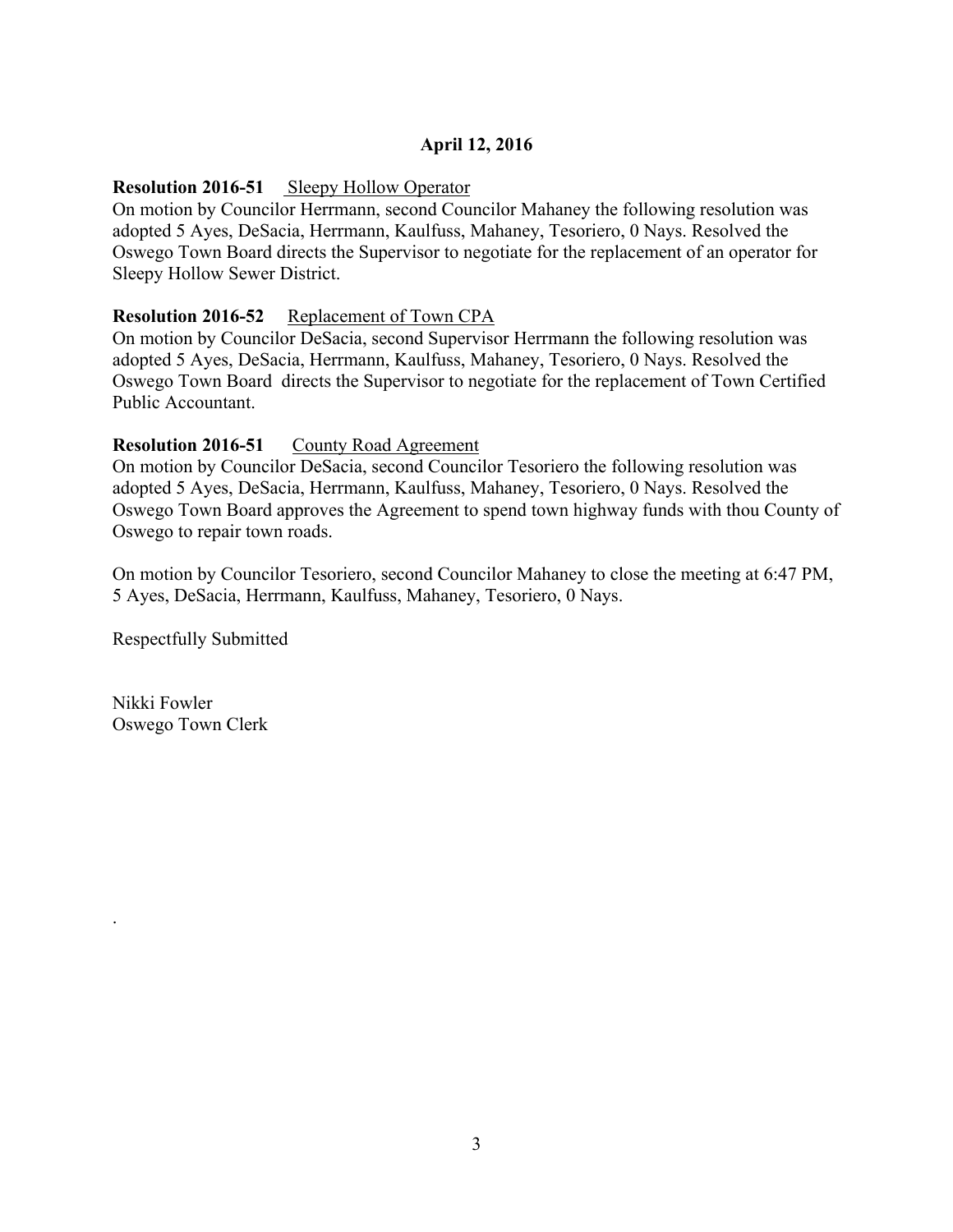**April 12, 2016**

**Resolution 2016-51** Sleepy Hollow Operator

On motion by Councilor Herrmann, second Councilor Mahaney the following resolution was adopted 5 Ayes, DeSacia, Herrmann, Kaulfuss, Mahaney, Tesoriero, 0 Nays. Resolved the Oswego Town Board directs the Supervisor to negotiate for the replacement of an operator for Sleepy Hollow Sewer District.

**Resolution 2016-52** Replacement of Town CPA

On motion by Councilor DeSacia, second Supervisor Herrmann the following resolution was adopted 5 Ayes, DeSacia, Herrmann, Kaulfuss, Mahaney, Tesoriero, 0 Nays. Resolved the Oswego Town Board directs the Supervisor to negotiate for the replacement of Town Certified Public Accountant.

**Resolution 2016-51** County Road Agreement

On motion by Councilor DeSacia, second Councilor Tesoriero the following resolution was adopted 5 Ayes, DeSacia, Herrmann, Kaulfuss, Mahaney, Tesoriero, 0 Nays. Resolved the Oswego Town Board approves the Agreement to spend town highway funds with thou County of Oswego to repair town roads.

On motion by Councilor Tesoriero, second Councilor Mahaney to close the meeting at 6:47 PM, 5 Ayes, DeSacia, Herrmann, Kaulfuss, Mahaney, Tesoriero, 0 Nays.

Respectfully Submitted

Nikki Fowler
Oswego Town Clerk

.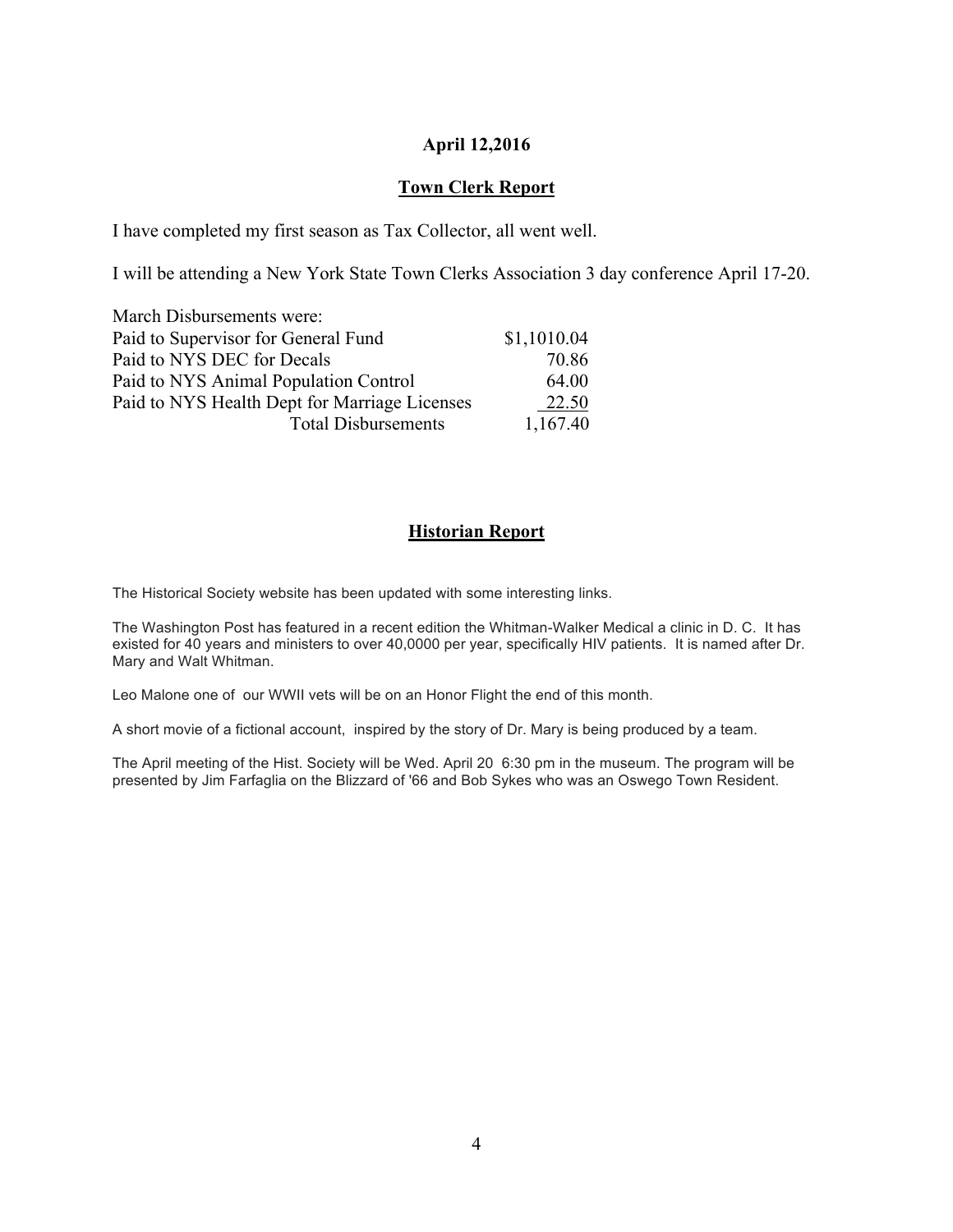**April 12,2016**

## Town Clerk Report

I have completed my first season as Tax Collector, all went well.

I will be attending a New York State Town Clerks Association 3 day conference April 17-20.

| March Disbursements were: | |
| --- | --- |
| Paid to Supervisor for General Fund | $1,1010.04 |
| Paid to NYS DEC for Decals | 70.86 |
| Paid to NYS Animal Population Control | 64.00 |
| Paid to NYS Health Dept for Marriage Licenses | 22.50 |
| Total Disbursements | 1,167.40 |

## Historian Report

The Historical Society website has been updated with some interesting links.

The Washington Post has featured in a recent edition the Whitman-Walker Medical a clinic in D. C. It has existed for 40 years and ministers to over 40,0000 per year, specifically HIV patients. It is named after Dr. Mary and Walt Whitman.

Leo Malone one of our WWII vets will be on an Honor Flight the end of this month.

A short movie of a fictional account, inspired by the story of Dr. Mary is being produced by a team.

The April meeting of the Hist. Society will be Wed. April 20 6:30 pm in the museum. The program will be presented by Jim Farfaglia on the Blizzard of '66 and Bob Sykes who was an Oswego Town Resident.